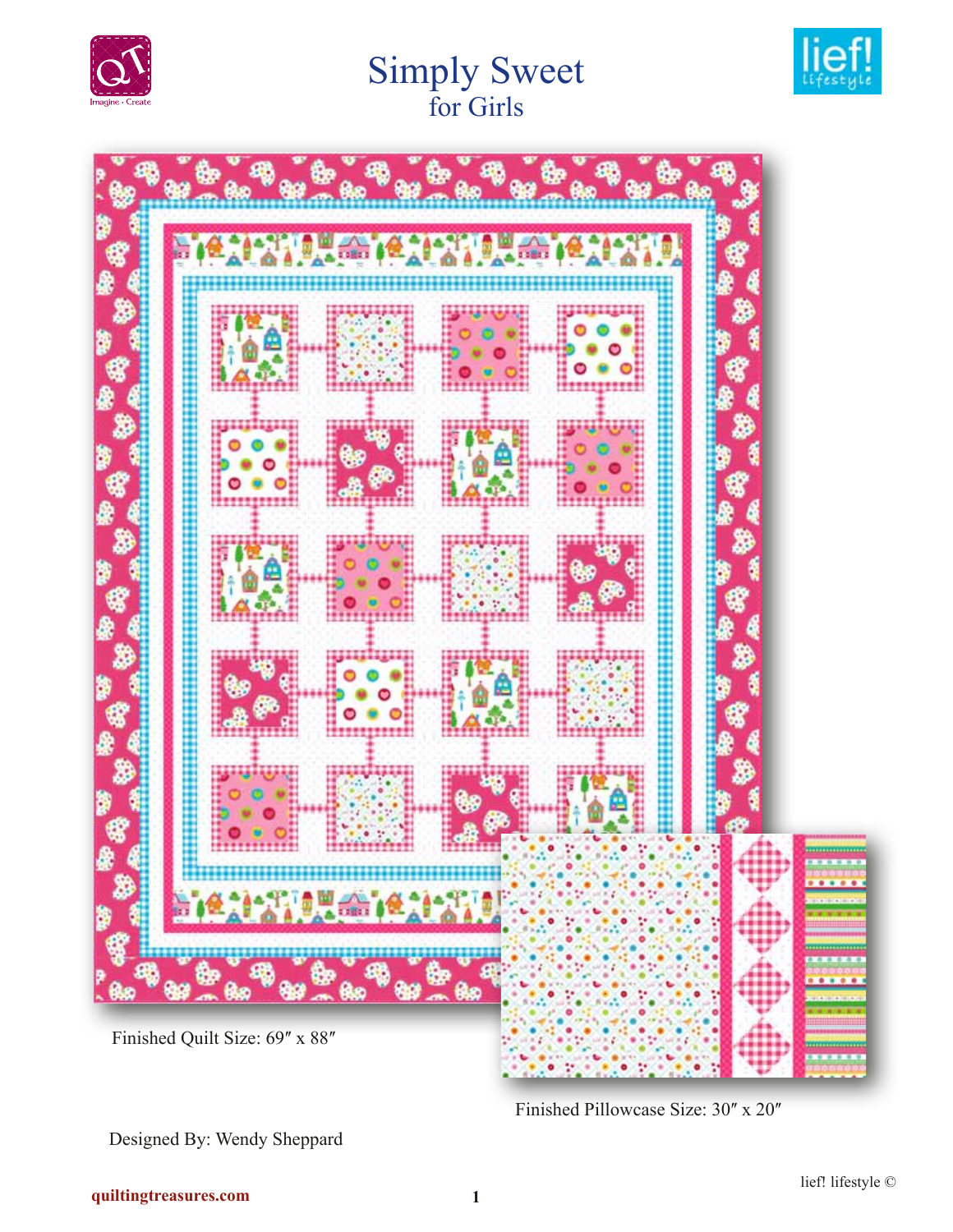# Simply Sweet

## for Girls

Finished Quilt Size: 69″ x 88″

Finished Pillowcase Size: 30″ x 20″

Designed By: Wendy Sheppard

quiltingtreasures.com

lief! lifestyle ©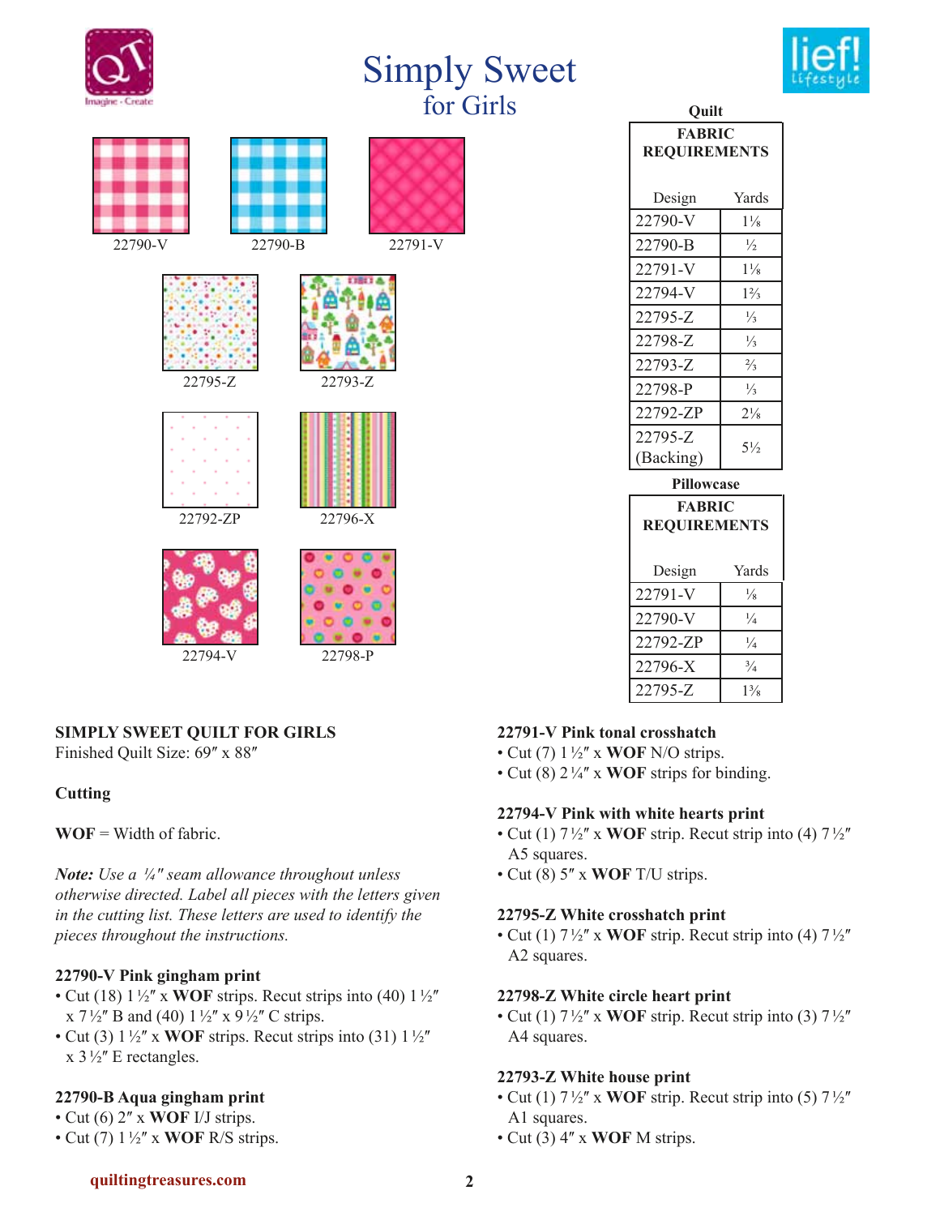# Simply Sweet

## for Girls

22790-V

22790-B

22791-V

22795-Z

22793-Z

22792-ZP

22796-X

22794-V

22798-P

**Quilt**

| **FABRIC REQUIREMENTS** | |
|---|---|
| Design | Yards |
| 22790-V | 1⅛ |
| 22790-B | ½ |
| 22791-V | 1⅛ |
| 22794-V | 1⅔ |
| 22795-Z | ⅓ |
| 22798-Z | ⅓ |
| 22793-Z | ⅔ |
| 22798-P | ⅓ |
| 22792-ZP | 2⅛ |
| 22795-Z (Backing) | 5½ |

**Pillowcase**

| **FABRIC REQUIREMENTS** | |
|---|---|
| Design | Yards |
| 22791-V | ⅛ |
| 22790-V | ¼ |
| 22792-ZP | ¼ |
| 22796-X | ¾ |
| 22795-Z | 1⅜ |

**SIMPLY SWEET QUILT FOR GIRLS**
Finished Quilt Size: 69″ x 88″

**Cutting**

**WOF** = Width of fabric.

***Note:*** *Use a ¼″ seam allowance throughout unless otherwise directed. Label all pieces with the letters given in the cutting list. These letters are used to identify the pieces throughout the instructions.*

**22790-V Pink gingham print**
- Cut (18) 1½″ x **WOF** strips. Recut strips into (40) 1½″ x 7½″ B and (40) 1½″ x 9½″ C strips.
- Cut (3) 1½″ x **WOF** strips. Recut strips into (31) 1½″ x 3½″ E rectangles.

**22790-B Aqua gingham print**
- Cut (6) 2″ x **WOF** I/J strips.
- Cut (7) 1½″ x **WOF** R/S strips.

**22791-V Pink tonal crosshatch**
- Cut (7) 1½″ x **WOF** N/O strips.
- Cut (8) 2¼″ x **WOF** strips for binding.

**22794-V Pink with white hearts print**
- Cut (1) 7½″ x **WOF** strip. Recut strip into (4) 7½″ A5 squares.
- Cut (8) 5″ x **WOF** T/U strips.

**22795-Z White crosshatch print**
- Cut (1) 7½″ x **WOF** strip. Recut strip into (4) 7½″ A2 squares.

**22798-Z White circle heart print**
- Cut (1) 7½″ x **WOF** strip. Recut strip into (3) 7½″ A4 squares.

**22793-Z White house print**
- Cut (1) 7½″ x **WOF** strip. Recut strip into (5) 7½″ A1 squares.
- Cut (3) 4″ x **WOF** M strips.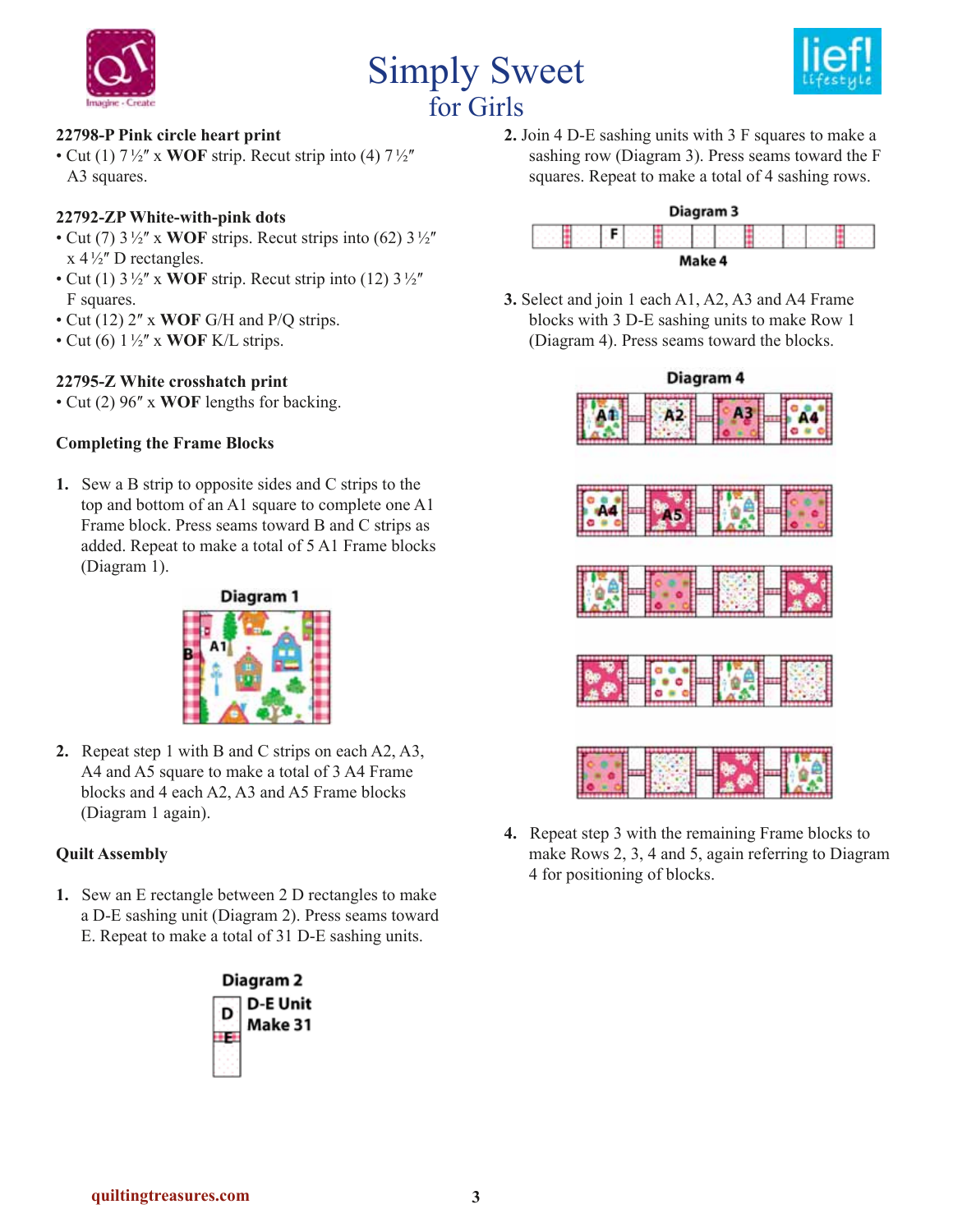# Simply Sweet
## for Girls

**22798-P Pink circle heart print**
- Cut (1) 7½″ x **WOF** strip. Recut strip into (4) 7½″ A3 squares.

**22792-ZP White-with-pink dots**
- Cut (7) 3½″ x **WOF** strips. Recut strips into (62) 3½″ x 4½″ D rectangles.
- Cut (1) 3½″ x **WOF** strip. Recut strip into (12) 3½″ F squares.
- Cut (12) 2″ x **WOF** G/H and P/Q strips.
- Cut (6) 1½″ x **WOF** K/L strips.

**22795-Z White crosshatch print**
- Cut (2) 96″ x **WOF** lengths for backing.

**Completing the Frame Blocks**

1. Sew a B strip to opposite sides and C strips to the top and bottom of an A1 square to complete one A1 Frame block. Press seams toward B and C strips as added. Repeat to make a total of 5 A1 Frame blocks (Diagram 1).

Diagram 1

2. Repeat step 1 with B and C strips on each A2, A3, A4 and A5 square to make a total of 3 A4 Frame blocks and 4 each A2, A3 and A5 Frame blocks (Diagram 1 again).

**Quilt Assembly**

1. Sew an E rectangle between 2 D rectangles to make a D-E sashing unit (Diagram 2). Press seams toward E. Repeat to make a total of 31 D-E sashing units.

Diagram 2
D-E Unit
Make 31

2. Join 4 D-E sashing units with 3 F squares to make a sashing row (Diagram 3). Press seams toward the F squares. Repeat to make a total of 4 sashing rows.

Diagram 3
Make 4

3. Select and join 1 each A1, A2, A3 and A4 Frame blocks with 3 D-E sashing units to make Row 1 (Diagram 4). Press seams toward the blocks.

Diagram 4

4. Repeat step 3 with the remaining Frame blocks to make Rows 2, 3, 4 and 5, again referring to Diagram 4 for positioning of blocks.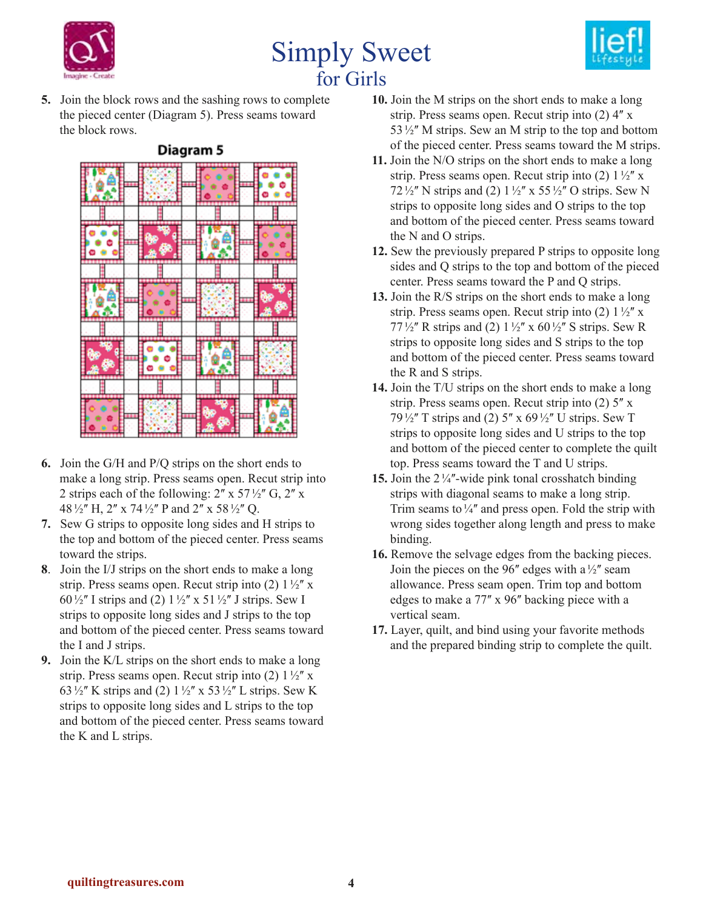5. Join the block rows and the sashing rows to complete the pieced center (Diagram 5). Press seams toward the block rows.

**Diagram 5**

6. Join the G/H and P/Q strips on the short ends to make a long strip. Press seams open. Recut strip into 2 strips each of the following: 2″ x 57½″ G, 2″ x 48½″ H, 2″ x 74½″ P and 2″ x 58½″ Q.
7. Sew G strips to opposite long sides and H strips to the top and bottom of the pieced center. Press seams toward the strips.
8. Join the I/J strips on the short ends to make a long strip. Press seams open. Recut strip into (2) 1½″ x 60½″ I strips and (2) 1½″ x 51½″ J strips. Sew I strips to opposite long sides and J strips to the top and bottom of the pieced center. Press seams toward the I and J strips.
9. Join the K/L strips on the short ends to make a long strip. Press seams open. Recut strip into (2) 1½″ x 63½″ K strips and (2) 1½″ x 53½″ L strips. Sew K strips to opposite long sides and L strips to the top and bottom of the pieced center. Press seams toward the K and L strips.
10. Join the M strips on the short ends to make a long strip. Press seams open. Recut strip into (2) 4″ x 53½″ M strips. Sew an M strip to the top and bottom of the pieced center. Press seams toward the M strips.
11. Join the N/O strips on the short ends to make a long strip. Press seams open. Recut strip into (2) 1½″ x 72½″ N strips and (2) 1½″ x 55½″ O strips. Sew N strips to opposite long sides and O strips to the top and bottom of the pieced center. Press seams toward the N and O strips.
12. Sew the previously prepared P strips to opposite long sides and Q strips to the top and bottom of the pieced center. Press seams toward the P and Q strips.
13. Join the R/S strips on the short ends to make a long strip. Press seams open. Recut strip into (2) 1½″ x 77½″ R strips and (2) 1½″ x 60½″ S strips. Sew R strips to opposite long sides and S strips to the top and bottom of the pieced center. Press seams toward the R and S strips.
14. Join the T/U strips on the short ends to make a long strip. Press seams open. Recut strip into (2) 5″ x 79½″ T strips and (2) 5″ x 69½″ U strips. Sew T strips to opposite long sides and U strips to the top and bottom of the pieced center to complete the quilt top. Press seams toward the T and U strips.
15. Join the 2¼″-wide pink tonal crosshatch binding strips with diagonal seams to make a long strip. Trim seams to ¼″ and press open. Fold the strip with wrong sides together along length and press to make binding.
16. Remove the selvage edges from the backing pieces. Join the pieces on the 96″ edges with a ½″ seam allowance. Press seam open. Trim top and bottom edges to make a 77″ x 96″ backing piece with a vertical seam.
17. Layer, quilt, and bind using your favorite methods and the prepared binding strip to complete the quilt.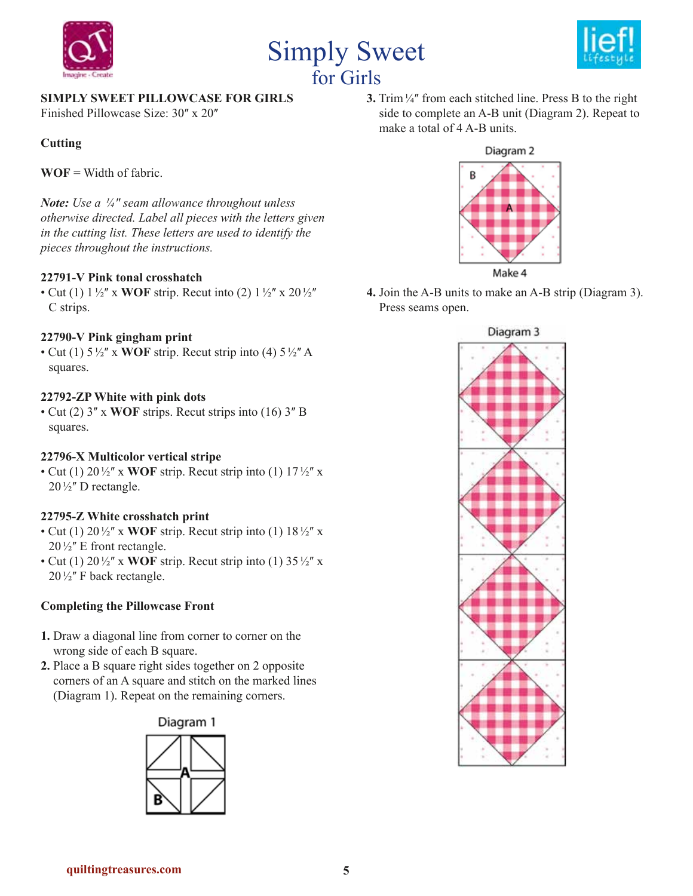# Simply Sweet
## for Girls

**SIMPLY SWEET PILLOWCASE FOR GIRLS**
Finished Pillowcase Size: 30″ x 20″

**Cutting**

**WOF** = Width of fabric.

***Note:*** *Use a ¼″ seam allowance throughout unless otherwise directed. Label all pieces with the letters given in the cutting list. These letters are used to identify the pieces throughout the instructions.*

**22791-V Pink tonal crosshatch**
- Cut (1) 1½″ x **WOF** strip. Recut into (2) 1½″ x 20½″ C strips.

**22790-V Pink gingham print**
- Cut (1) 5½″ x **WOF** strip. Recut strip into (4) 5½″ A squares.

**22792-ZP White with pink dots**
- Cut (2) 3″ x **WOF** strips. Recut strips into (16) 3″ B squares.

**22796-X Multicolor vertical stripe**
- Cut (1) 20½″ x **WOF** strip. Recut strip into (1) 17½″ x 20½″ D rectangle.

**22795-Z White crosshatch print**
- Cut (1) 20½″ x **WOF** strip. Recut strip into (1) 18½″ x 20½″ E front rectangle.
- Cut (1) 20½″ x **WOF** strip. Recut strip into (1) 35½″ x 20½″ F back rectangle.

**Completing the Pillowcase Front**

1. Draw a diagonal line from corner to corner on the wrong side of each B square.
2. Place a B square right sides together on 2 opposite corners of an A square and stitch on the marked lines (Diagram 1). Repeat on the remaining corners.

Diagram 1

3. Trim ¼″ from each stitched line. Press B to the right side to complete an A-B unit (Diagram 2). Repeat to make a total of 4 A-B units.

Diagram 2

Make 4

4. Join the A-B units to make an A-B strip (Diagram 3). Press seams open.

Diagram 3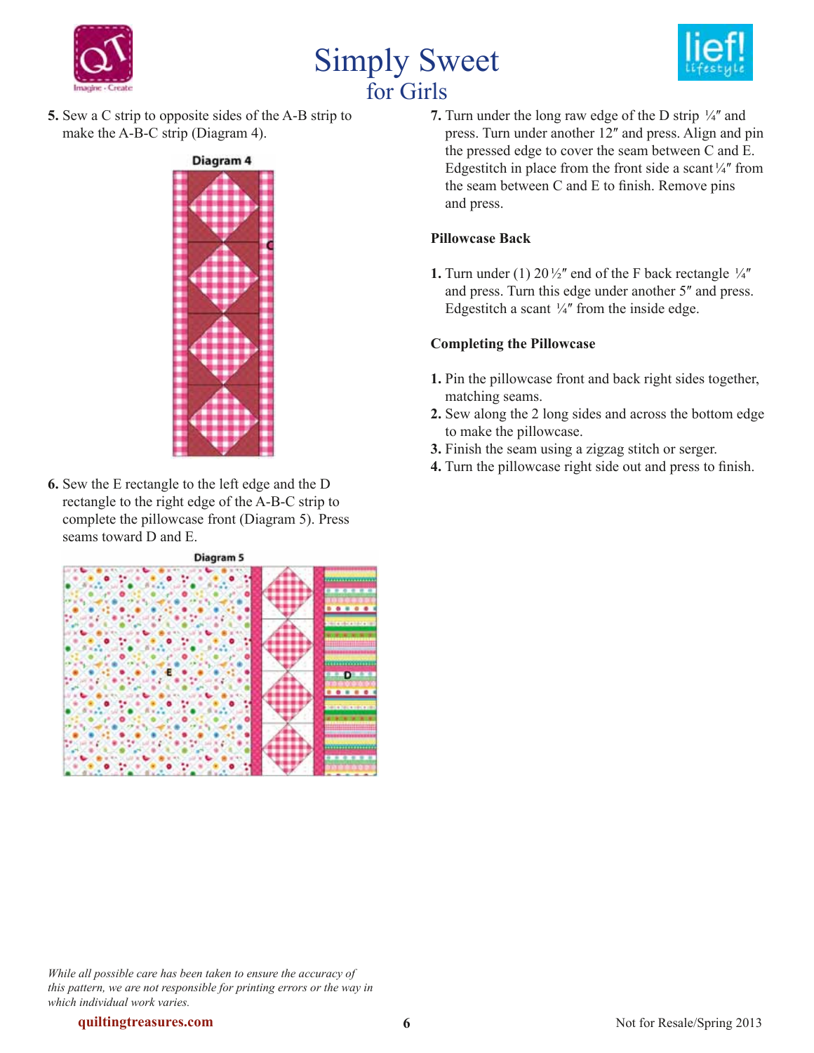5. Sew a C strip to opposite sides of the A-B strip to make the A-B-C strip (Diagram 4).

Diagram 4

C

6. Sew the E rectangle to the left edge and the D rectangle to the right edge of the A-B-C strip to complete the pillowcase front (Diagram 5). Press seams toward D and E.

Diagram 5

E

D

7. Turn under the long raw edge of the D strip ¼″ and press. Turn under another 12″ and press. Align and pin the pressed edge to cover the seam between C and E. Edgestitch in place from the front side a scant ¼″ from the seam between C and E to finish. Remove pins and press.

**Pillowcase Back**

1. Turn under (1) 20½″ end of the F back rectangle ¼″ and press. Turn this edge under another 5″ and press. Edgestitch a scant ¼″ from the inside edge.

**Completing the Pillowcase**

1. Pin the pillowcase front and back right sides together, matching seams.
2. Sew along the 2 long sides and across the bottom edge to make the pillowcase.
3. Finish the seam using a zigzag stitch or serger.
4. Turn the pillowcase right side out and press to finish.

*While all possible care has been taken to ensure the accuracy of this pattern, we are not responsible for printing errors or the way in which individual work varies.*